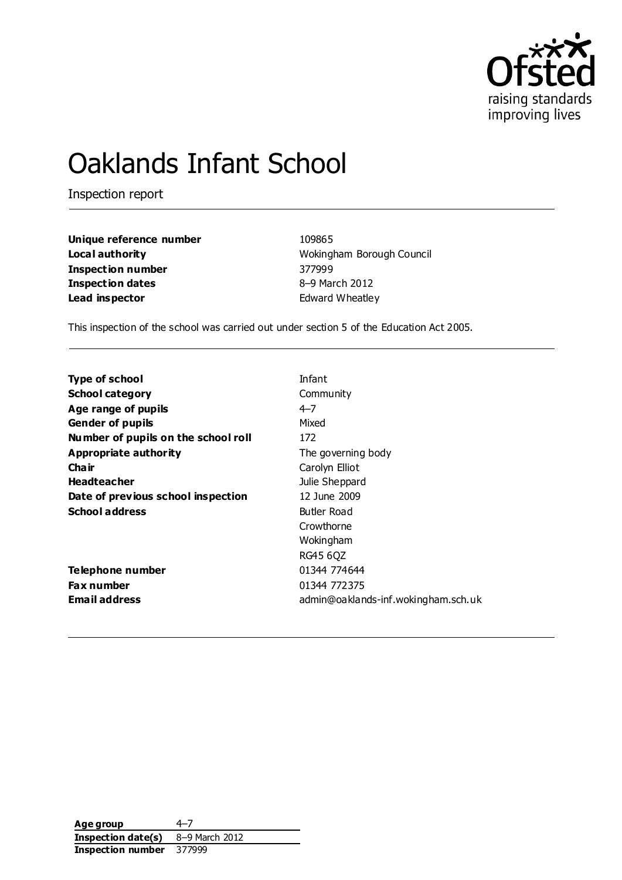# Oaklands Infant School

Inspection report

| | |
|---|---|
| **Unique reference number** | 109865 |
| **Local authority** | Wokingham Borough Council |
| **Inspection number** | 377999 |
| **Inspection dates** | 8–9 March 2012 |
| **Lead inspector** | Edward Wheatley |

This inspection of the school was carried out under section 5 of the Education Act 2005.

| | |
|---|---|
| **Type of school** | Infant |
| **School category** | Community |
| **Age range of pupils** | 4–7 |
| **Gender of pupils** | Mixed |
| **Number of pupils on the school roll** | 172 |
| **Appropriate authority** | The governing body |
| **Chair** | Carolyn Elliot |
| **Headteacher** | Julie Sheppard |
| **Date of previous school inspection** | 12 June 2009 |
| **School address** | Butler Road<br>Crowthorne<br>Wokingham<br>RG45 6QZ |
| **Telephone number** | 01344 774644 |
| **Fax number** | 01344 772375 |
| **Email address** | admin@oaklands-inf.wokingham.sch.uk |

| | |
|---|---|
| **Age group** | 4–7 |
| **Inspection date(s)** | 8–9 March 2012 |
| **Inspection number** | 377999 |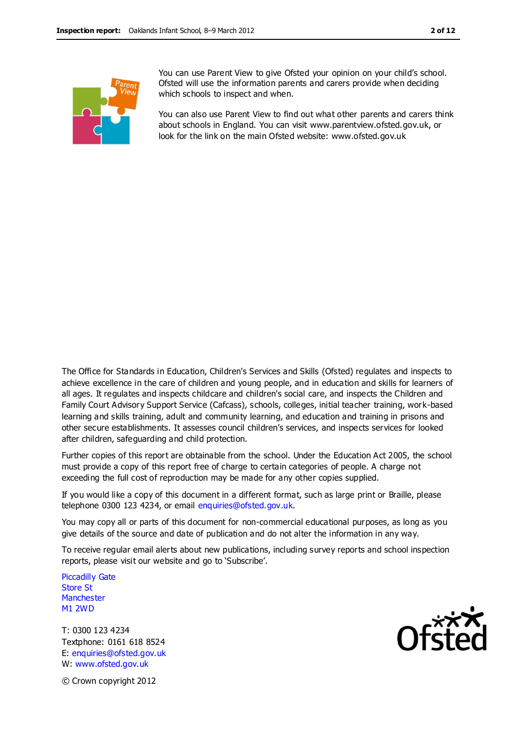You can use Parent View to give Ofsted your opinion on your child's school. Ofsted will use the information parents and carers provide when deciding which schools to inspect and when.

You can also use Parent View to find out what other parents and carers think about schools in England. You can visit www.parentview.ofsted.gov.uk, or look for the link on the main Ofsted website: www.ofsted.gov.uk

The Office for Standards in Education, Children's Services and Skills (Ofsted) regulates and inspects to achieve excellence in the care of children and young people, and in education and skills for learners of all ages. It regulates and inspects childcare and children's social care, and inspects the Children and Family Court Advisory Support Service (Cafcass), schools, colleges, initial teacher training, work-based learning and skills training, adult and community learning, and education and training in prisons and other secure establishments. It assesses council children's services, and inspects services for looked after children, safeguarding and child protection.

Further copies of this report are obtainable from the school. Under the Education Act 2005, the school must provide a copy of this report free of charge to certain categories of people. A charge not exceeding the full cost of reproduction may be made for any other copies supplied.

If you would like a copy of this document in a different format, such as large print or Braille, please telephone 0300 123 4234, or email enquiries@ofsted.gov.uk.

You may copy all or parts of this document for non-commercial educational purposes, as long as you give details of the source and date of publication and do not alter the information in any way.

To receive regular email alerts about new publications, including survey reports and school inspection reports, please visit our website and go to 'Subscribe'.

Piccadilly Gate
Store St
Manchester
M1 2WD

T: 0300 123 4234
Textphone: 0161 618 8524
E: enquiries@ofsted.gov.uk
W: www.ofsted.gov.uk

© Crown copyright 2012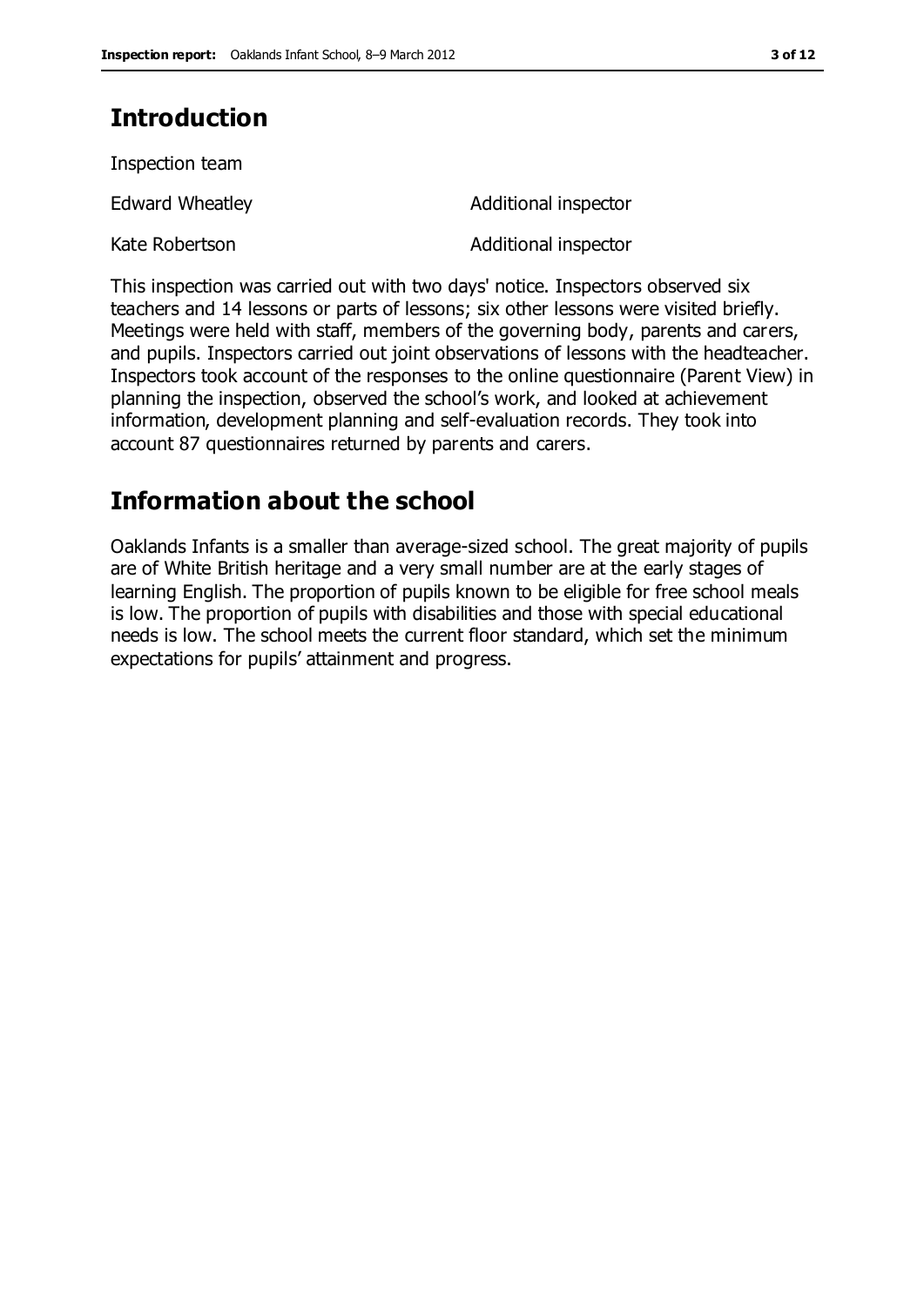## Introduction

Inspection team

| | |
|---|---|
| Edward Wheatley | Additional inspector |
| Kate Robertson | Additional inspector |

This inspection was carried out with two days' notice. Inspectors observed six teachers and 14 lessons or parts of lessons; six other lessons were visited briefly. Meetings were held with staff, members of the governing body, parents and carers, and pupils. Inspectors carried out joint observations of lessons with the headteacher. Inspectors took account of the responses to the online questionnaire (Parent View) in planning the inspection, observed the school's work, and looked at achievement information, development planning and self-evaluation records. They took into account 87 questionnaires returned by parents and carers.

## Information about the school

Oaklands Infants is a smaller than average-sized school. The great majority of pupils are of White British heritage and a very small number are at the early stages of learning English. The proportion of pupils known to be eligible for free school meals is low. The proportion of pupils with disabilities and those with special educational needs is low. The school meets the current floor standard, which set the minimum expectations for pupils' attainment and progress.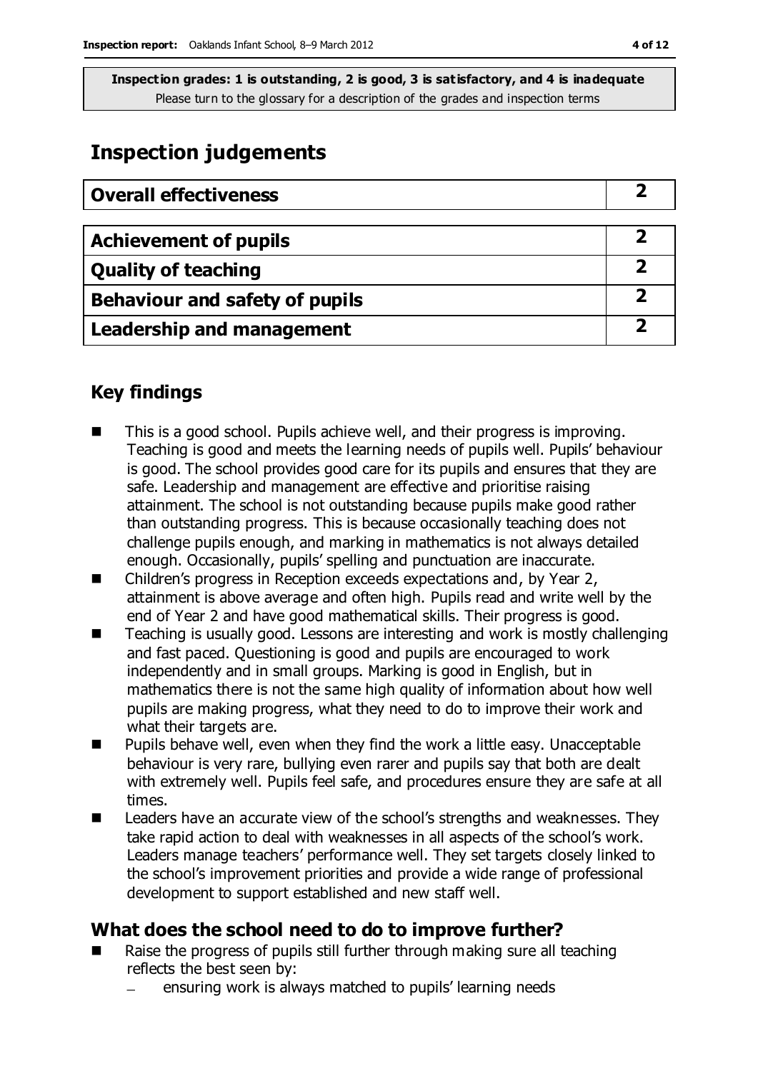**Inspection grades: 1 is outstanding, 2 is good, 3 is satisfactory, and 4 is inadequate**
Please turn to the glossary for a description of the grades and inspection terms

# Inspection judgements

| | |
|---|---|
| **Overall effectiveness** | **2** |

| | |
|---|---|
| **Achievement of pupils** | **2** |
| **Quality of teaching** | **2** |
| **Behaviour and safety of pupils** | **2** |
| **Leadership and management** | **2** |

## Key findings

- This is a good school. Pupils achieve well, and their progress is improving. Teaching is good and meets the learning needs of pupils well. Pupils' behaviour is good. The school provides good care for its pupils and ensures that they are safe. Leadership and management are effective and prioritise raising attainment. The school is not outstanding because pupils make good rather than outstanding progress. This is because occasionally teaching does not challenge pupils enough, and marking in mathematics is not always detailed enough. Occasionally, pupils' spelling and punctuation are inaccurate.
- Children's progress in Reception exceeds expectations and, by Year 2, attainment is above average and often high. Pupils read and write well by the end of Year 2 and have good mathematical skills. Their progress is good.
- Teaching is usually good. Lessons are interesting and work is mostly challenging and fast paced. Questioning is good and pupils are encouraged to work independently and in small groups. Marking is good in English, but in mathematics there is not the same high quality of information about how well pupils are making progress, what they need to do to improve their work and what their targets are.
- Pupils behave well, even when they find the work a little easy. Unacceptable behaviour is very rare, bullying even rarer and pupils say that both are dealt with extremely well. Pupils feel safe, and procedures ensure they are safe at all times.
- Leaders have an accurate view of the school's strengths and weaknesses. They take rapid action to deal with weaknesses in all aspects of the school's work. Leaders manage teachers' performance well. They set targets closely linked to the school's improvement priorities and provide a wide range of professional development to support established and new staff well.

## What does the school need to do to improve further?

- Raise the progress of pupils still further through making sure all teaching reflects the best seen by:
  - ensuring work is always matched to pupils' learning needs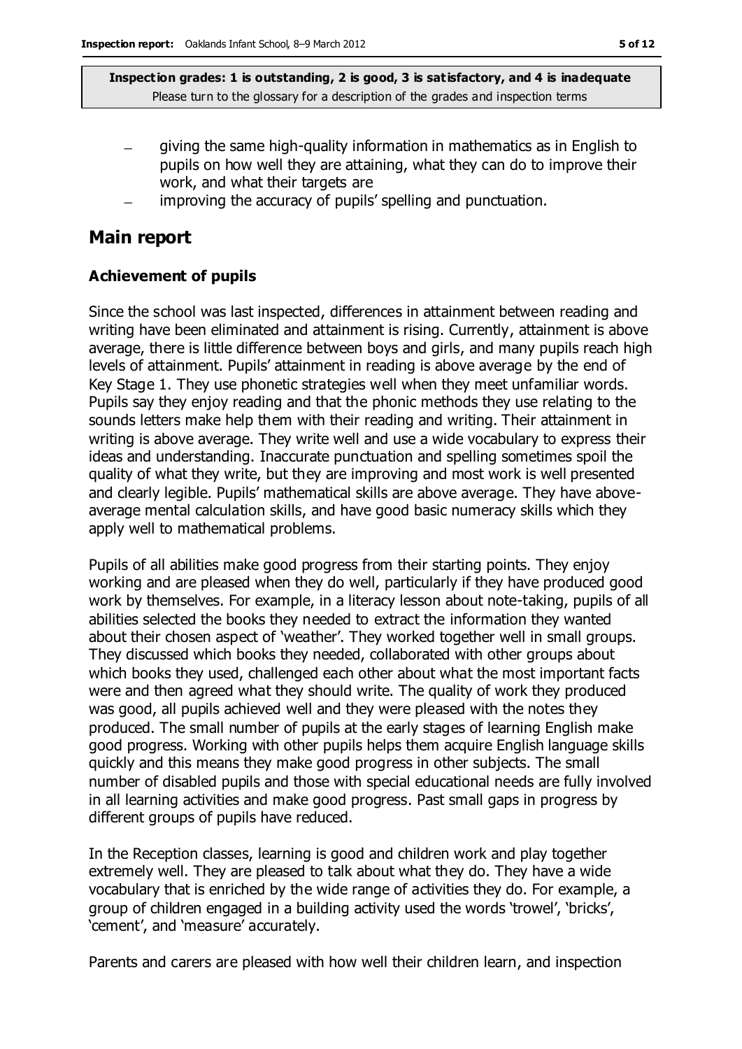- giving the same high-quality information in mathematics as in English to pupils on how well they are attaining, what they can do to improve their work, and what their targets are
- improving the accuracy of pupils' spelling and punctuation.

## Main report

### Achievement of pupils

Since the school was last inspected, differences in attainment between reading and writing have been eliminated and attainment is rising. Currently, attainment is above average, there is little difference between boys and girls, and many pupils reach high levels of attainment. Pupils' attainment in reading is above average by the end of Key Stage 1. They use phonetic strategies well when they meet unfamiliar words. Pupils say they enjoy reading and that the phonic methods they use relating to the sounds letters make help them with their reading and writing. Their attainment in writing is above average. They write well and use a wide vocabulary to express their ideas and understanding. Inaccurate punctuation and spelling sometimes spoil the quality of what they write, but they are improving and most work is well presented and clearly legible. Pupils' mathematical skills are above average. They have above-average mental calculation skills, and have good basic numeracy skills which they apply well to mathematical problems.

Pupils of all abilities make good progress from their starting points. They enjoy working and are pleased when they do well, particularly if they have produced good work by themselves. For example, in a literacy lesson about note-taking, pupils of all abilities selected the books they needed to extract the information they wanted about their chosen aspect of 'weather'. They worked together well in small groups. They discussed which books they needed, collaborated with other groups about which books they used, challenged each other about what the most important facts were and then agreed what they should write. The quality of work they produced was good, all pupils achieved well and they were pleased with the notes they produced. The small number of pupils at the early stages of learning English make good progress. Working with other pupils helps them acquire English language skills quickly and this means they make good progress in other subjects. The small number of disabled pupils and those with special educational needs are fully involved in all learning activities and make good progress. Past small gaps in progress by different groups of pupils have reduced.

In the Reception classes, learning is good and children work and play together extremely well. They are pleased to talk about what they do. They have a wide vocabulary that is enriched by the wide range of activities they do. For example, a group of children engaged in a building activity used the words 'trowel', 'bricks', 'cement', and 'measure' accurately.

Parents and carers are pleased with how well their children learn, and inspection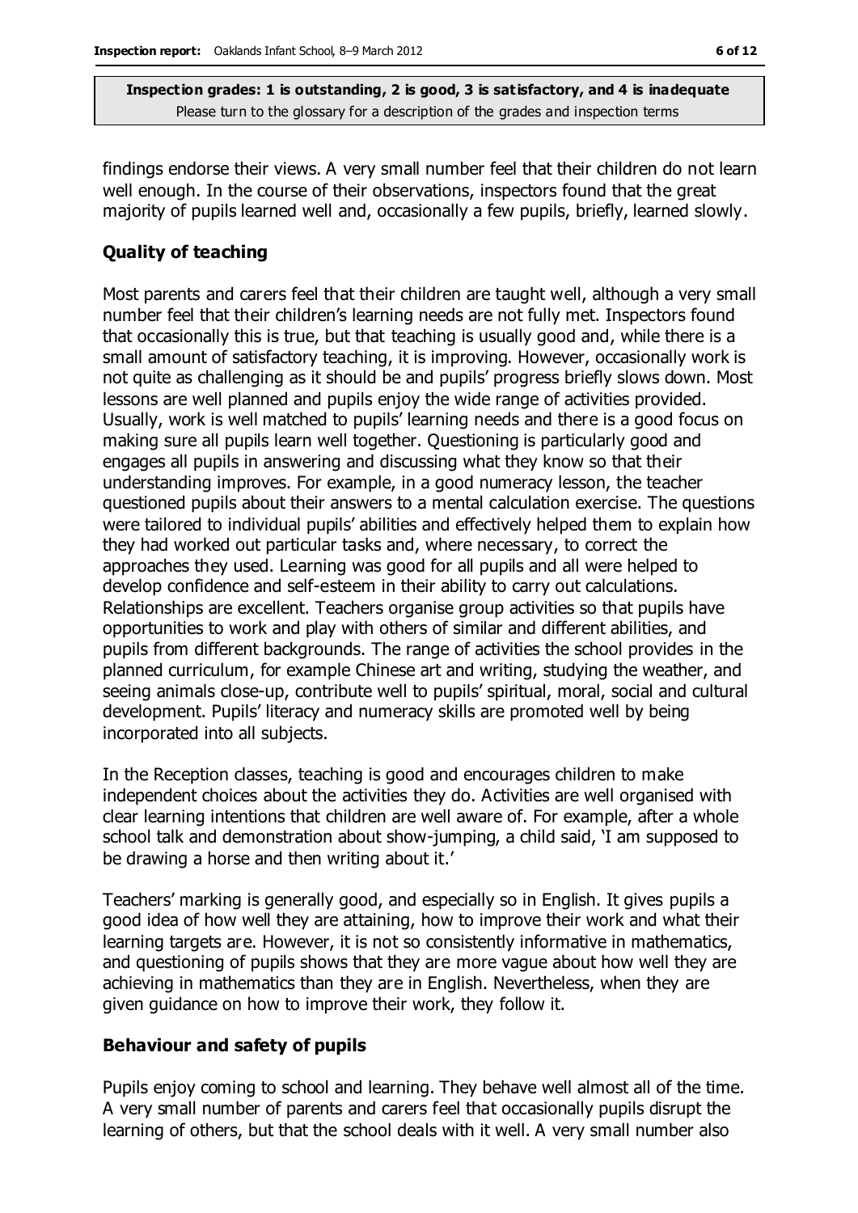findings endorse their views. A very small number feel that their children do not learn well enough. In the course of their observations, inspectors found that the great majority of pupils learned well and, occasionally a few pupils, briefly, learned slowly.

## Quality of teaching

Most parents and carers feel that their children are taught well, although a very small number feel that their children's learning needs are not fully met. Inspectors found that occasionally this is true, but that teaching is usually good and, while there is a small amount of satisfactory teaching, it is improving. However, occasionally work is not quite as challenging as it should be and pupils' progress briefly slows down. Most lessons are well planned and pupils enjoy the wide range of activities provided. Usually, work is well matched to pupils' learning needs and there is a good focus on making sure all pupils learn well together. Questioning is particularly good and engages all pupils in answering and discussing what they know so that their understanding improves. For example, in a good numeracy lesson, the teacher questioned pupils about their answers to a mental calculation exercise. The questions were tailored to individual pupils' abilities and effectively helped them to explain how they had worked out particular tasks and, where necessary, to correct the approaches they used. Learning was good for all pupils and all were helped to develop confidence and self-esteem in their ability to carry out calculations. Relationships are excellent. Teachers organise group activities so that pupils have opportunities to work and play with others of similar and different abilities, and pupils from different backgrounds. The range of activities the school provides in the planned curriculum, for example Chinese art and writing, studying the weather, and seeing animals close-up, contribute well to pupils' spiritual, moral, social and cultural development. Pupils' literacy and numeracy skills are promoted well by being incorporated into all subjects.

In the Reception classes, teaching is good and encourages children to make independent choices about the activities they do. Activities are well organised with clear learning intentions that children are well aware of. For example, after a whole school talk and demonstration about show-jumping, a child said, 'I am supposed to be drawing a horse and then writing about it.'

Teachers' marking is generally good, and especially so in English. It gives pupils a good idea of how well they are attaining, how to improve their work and what their learning targets are. However, it is not so consistently informative in mathematics, and questioning of pupils shows that they are more vague about how well they are achieving in mathematics than they are in English. Nevertheless, when they are given guidance on how to improve their work, they follow it.

## Behaviour and safety of pupils

Pupils enjoy coming to school and learning. They behave well almost all of the time. A very small number of parents and carers feel that occasionally pupils disrupt the learning of others, but that the school deals with it well. A very small number also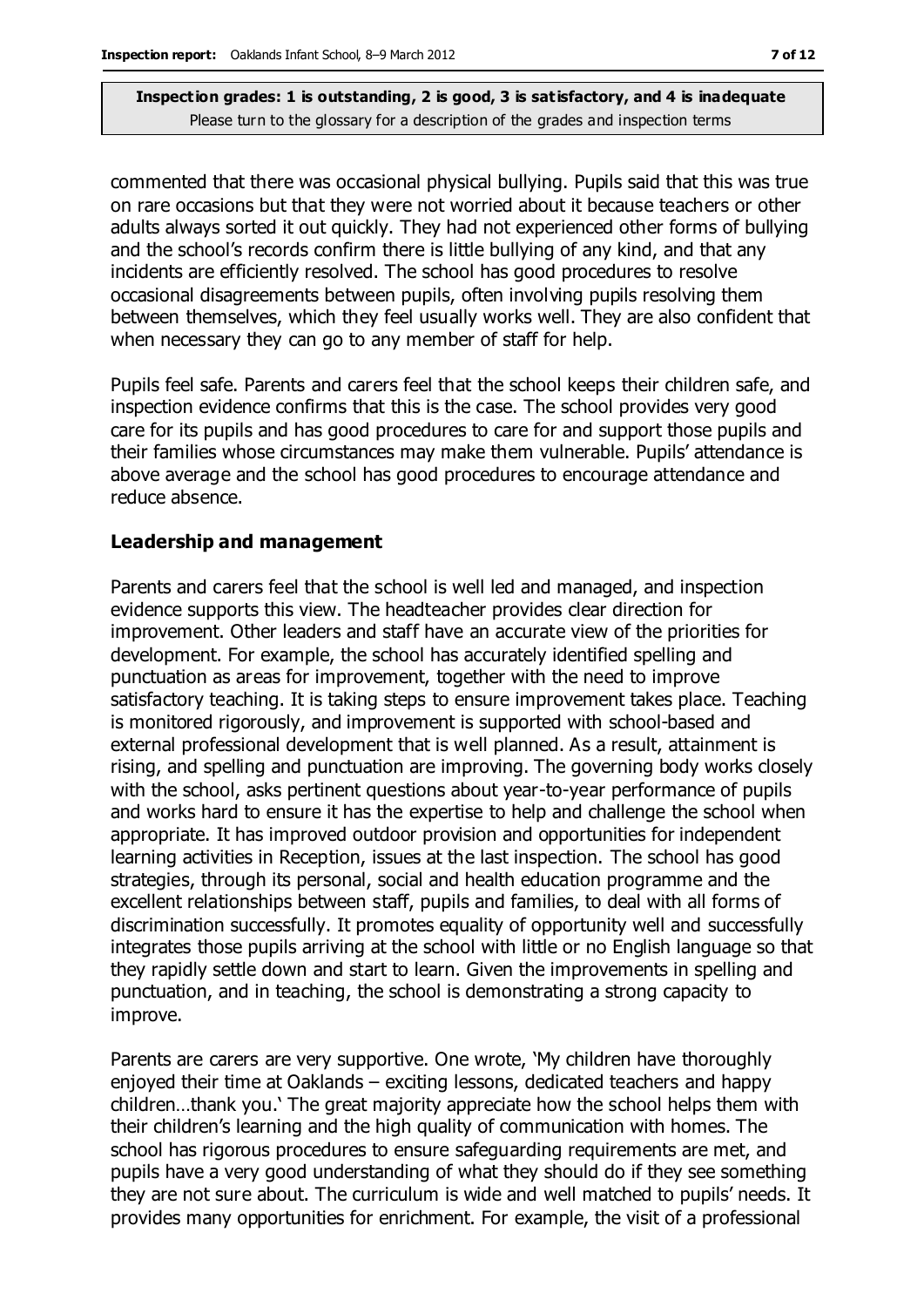commented that there was occasional physical bullying. Pupils said that this was true on rare occasions but that they were not worried about it because teachers or other adults always sorted it out quickly. They had not experienced other forms of bullying and the school's records confirm there is little bullying of any kind, and that any incidents are efficiently resolved. The school has good procedures to resolve occasional disagreements between pupils, often involving pupils resolving them between themselves, which they feel usually works well. They are also confident that when necessary they can go to any member of staff for help.

Pupils feel safe. Parents and carers feel that the school keeps their children safe, and inspection evidence confirms that this is the case. The school provides very good care for its pupils and has good procedures to care for and support those pupils and their families whose circumstances may make them vulnerable. Pupils' attendance is above average and the school has good procedures to encourage attendance and reduce absence.

### Leadership and management

Parents and carers feel that the school is well led and managed, and inspection evidence supports this view. The headteacher provides clear direction for improvement. Other leaders and staff have an accurate view of the priorities for development. For example, the school has accurately identified spelling and punctuation as areas for improvement, together with the need to improve satisfactory teaching. It is taking steps to ensure improvement takes place. Teaching is monitored rigorously, and improvement is supported with school-based and external professional development that is well planned. As a result, attainment is rising, and spelling and punctuation are improving. The governing body works closely with the school, asks pertinent questions about year-to-year performance of pupils and works hard to ensure it has the expertise to help and challenge the school when appropriate. It has improved outdoor provision and opportunities for independent learning activities in Reception, issues at the last inspection. The school has good strategies, through its personal, social and health education programme and the excellent relationships between staff, pupils and families, to deal with all forms of discrimination successfully. It promotes equality of opportunity well and successfully integrates those pupils arriving at the school with little or no English language so that they rapidly settle down and start to learn. Given the improvements in spelling and punctuation, and in teaching, the school is demonstrating a strong capacity to improve.

Parents are carers are very supportive. One wrote, 'My children have thoroughly enjoyed their time at Oaklands – exciting lessons, dedicated teachers and happy children…thank you.' The great majority appreciate how the school helps them with their children's learning and the high quality of communication with homes. The school has rigorous procedures to ensure safeguarding requirements are met, and pupils have a very good understanding of what they should do if they see something they are not sure about. The curriculum is wide and well matched to pupils' needs. It provides many opportunities for enrichment. For example, the visit of a professional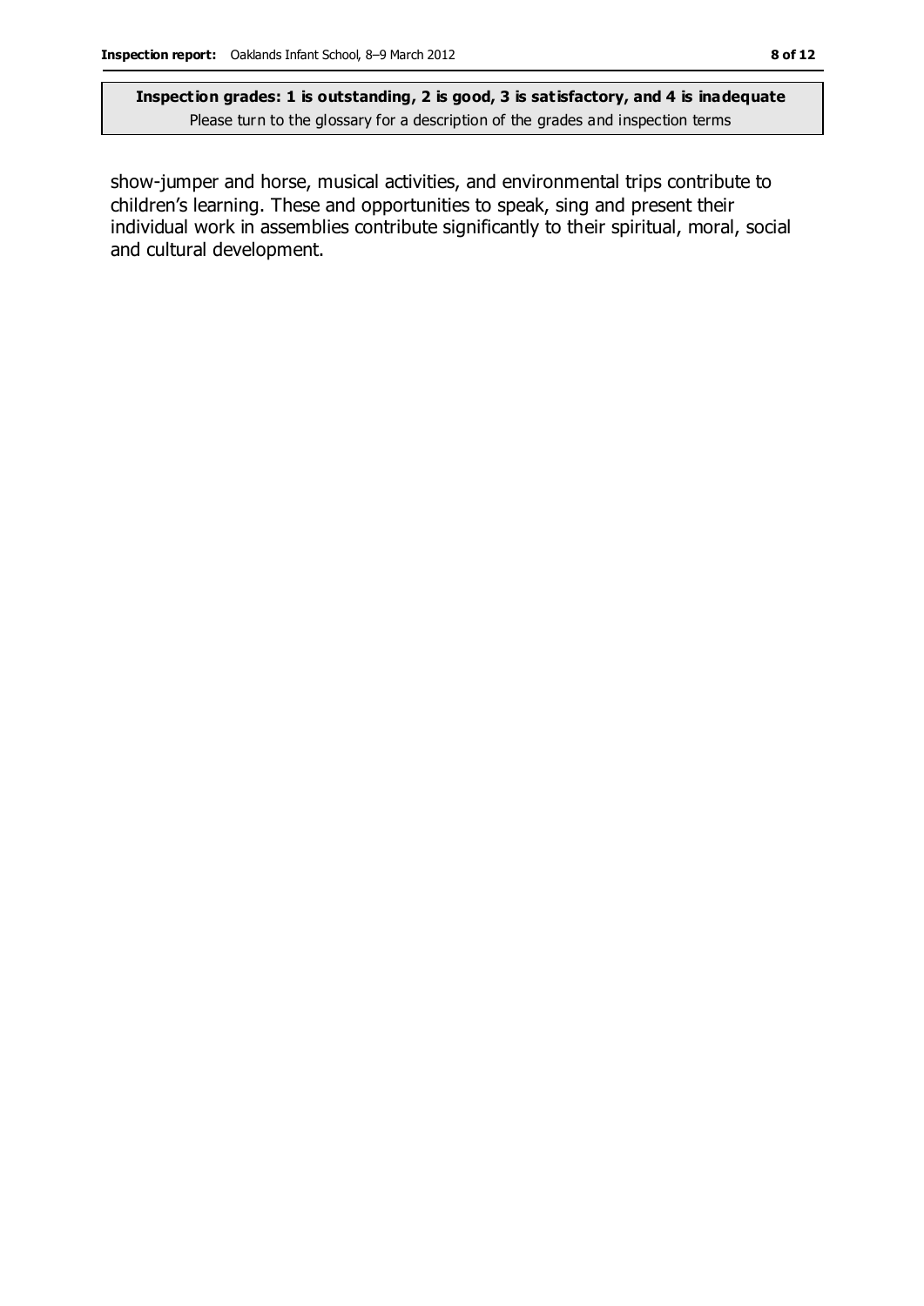show-jumper and horse, musical activities, and environmental trips contribute to children's learning. These and opportunities to speak, sing and present their individual work in assemblies contribute significantly to their spiritual, moral, social and cultural development.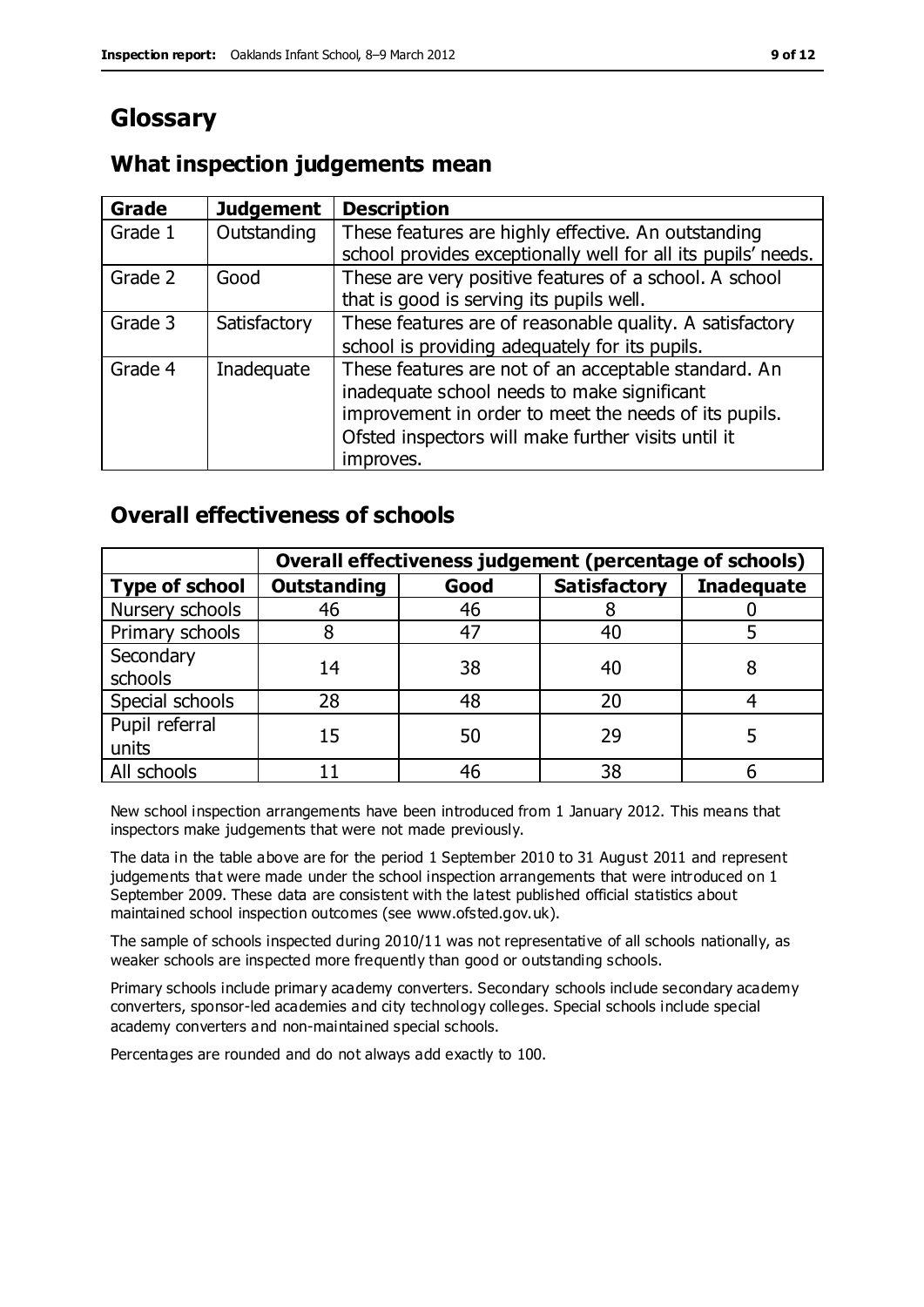# Glossary

## What inspection judgements mean

| Grade | Judgement | Description |
| --- | --- | --- |
| Grade 1 | Outstanding | These features are highly effective. An outstanding school provides exceptionally well for all its pupils' needs. |
| Grade 2 | Good | These are very positive features of a school. A school that is good is serving its pupils well. |
| Grade 3 | Satisfactory | These features are of reasonable quality. A satisfactory school is providing adequately for its pupils. |
| Grade 4 | Inadequate | These features are not of an acceptable standard. An inadequate school needs to make significant improvement in order to meet the needs of its pupils. Ofsted inspectors will make further visits until it improves. |

## Overall effectiveness of schools

| | Overall effectiveness judgement (percentage of schools) | | | |
| --- | --- | --- | --- | --- |
| **Type of school** | **Outstanding** | **Good** | **Satisfactory** | **Inadequate** |
| Nursery schools | 46 | 46 | 8 | 0 |
| Primary schools | 8 | 47 | 40 | 5 |
| Secondary schools | 14 | 38 | 40 | 8 |
| Special schools | 28 | 48 | 20 | 4 |
| Pupil referral units | 15 | 50 | 29 | 5 |
| All schools | 11 | 46 | 38 | 6 |

New school inspection arrangements have been introduced from 1 January 2012. This means that inspectors make judgements that were not made previously.

The data in the table above are for the period 1 September 2010 to 31 August 2011 and represent judgements that were made under the school inspection arrangements that were introduced on 1 September 2009. These data are consistent with the latest published official statistics about maintained school inspection outcomes (see www.ofsted.gov.uk).

The sample of schools inspected during 2010/11 was not representative of all schools nationally, as weaker schools are inspected more frequently than good or outstanding schools.

Primary schools include primary academy converters. Secondary schools include secondary academy converters, sponsor-led academies and city technology colleges. Special schools include special academy converters and non-maintained special schools.

Percentages are rounded and do not always add exactly to 100.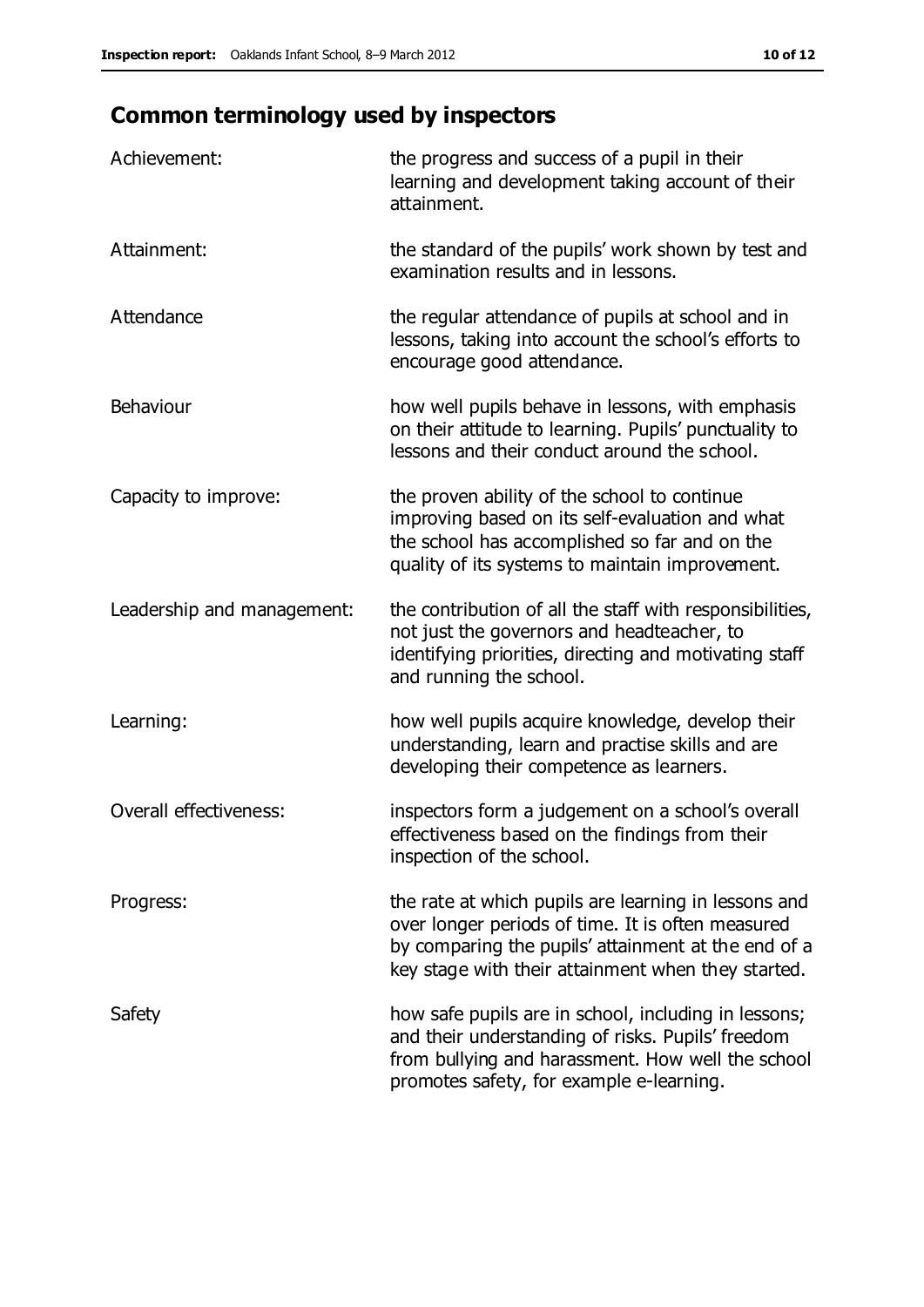## Common terminology used by inspectors

| | |
|---|---|
| Achievement: | the progress and success of a pupil in their learning and development taking account of their attainment. |
| Attainment: | the standard of the pupils' work shown by test and examination results and in lessons. |
| Attendance | the regular attendance of pupils at school and in lessons, taking into account the school's efforts to encourage good attendance. |
| Behaviour | how well pupils behave in lessons, with emphasis on their attitude to learning. Pupils' punctuality to lessons and their conduct around the school. |
| Capacity to improve: | the proven ability of the school to continue improving based on its self-evaluation and what the school has accomplished so far and on the quality of its systems to maintain improvement. |
| Leadership and management: | the contribution of all the staff with responsibilities, not just the governors and headteacher, to identifying priorities, directing and motivating staff and running the school. |
| Learning: | how well pupils acquire knowledge, develop their understanding, learn and practise skills and are developing their competence as learners. |
| Overall effectiveness: | inspectors form a judgement on a school's overall effectiveness based on the findings from their inspection of the school. |
| Progress: | the rate at which pupils are learning in lessons and over longer periods of time. It is often measured by comparing the pupils' attainment at the end of a key stage with their attainment when they started. |
| Safety | how safe pupils are in school, including in lessons; and their understanding of risks. Pupils' freedom from bullying and harassment. How well the school promotes safety, for example e-learning. |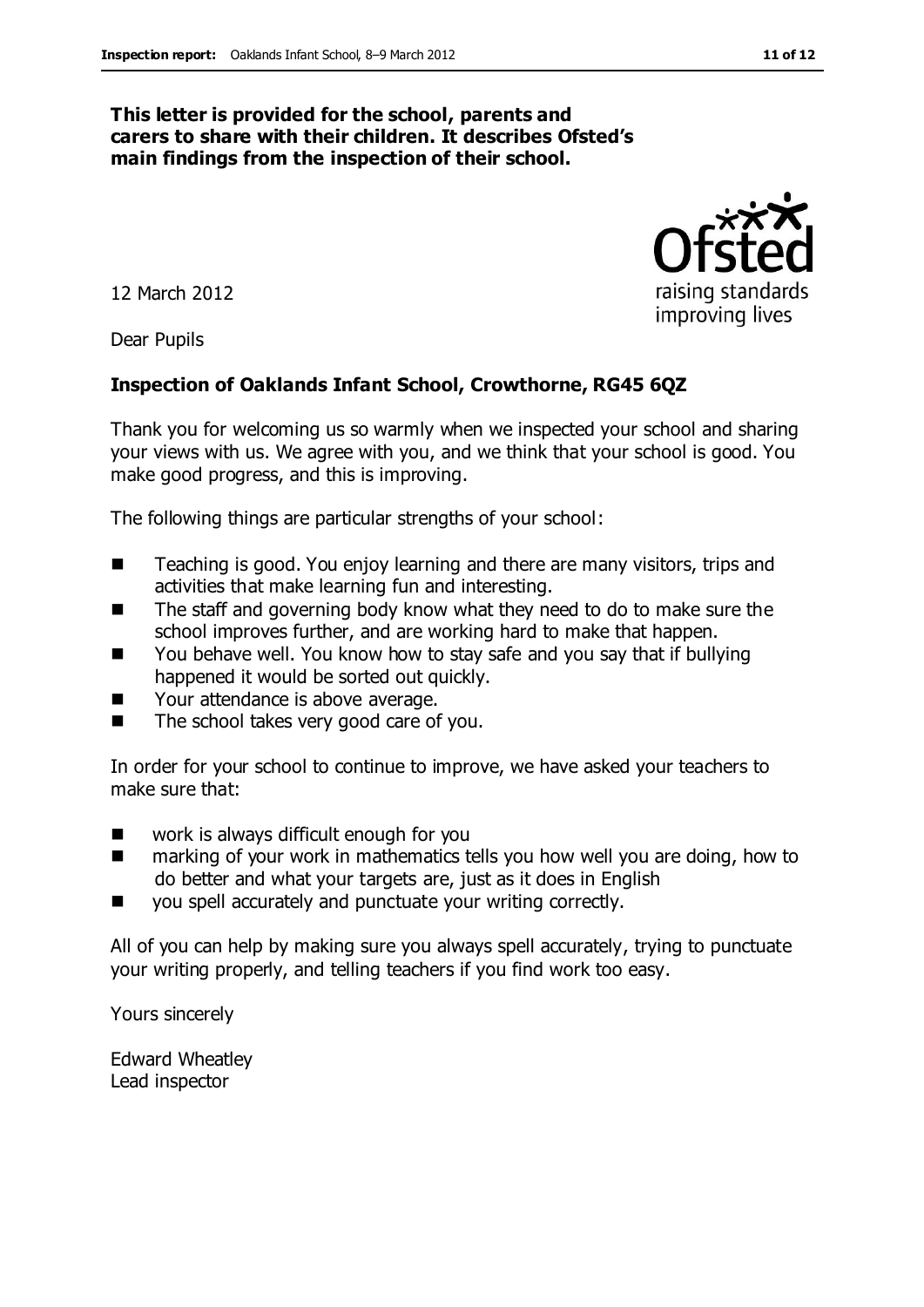**This letter is provided for the school, parents and carers to share with their children. It describes Ofsted's main findings from the inspection of their school.**

12 March 2012

Dear Pupils

**Inspection of Oaklands Infant School, Crowthorne, RG45 6QZ**

Thank you for welcoming us so warmly when we inspected your school and sharing your views with us. We agree with you, and we think that your school is good. You make good progress, and this is improving.

The following things are particular strengths of your school:

- Teaching is good. You enjoy learning and there are many visitors, trips and activities that make learning fun and interesting.
- The staff and governing body know what they need to do to make sure the school improves further, and are working hard to make that happen.
- You behave well. You know how to stay safe and you say that if bullying happened it would be sorted out quickly.
- Your attendance is above average.
- The school takes very good care of you.

In order for your school to continue to improve, we have asked your teachers to make sure that:

- work is always difficult enough for you
- marking of your work in mathematics tells you how well you are doing, how to do better and what your targets are, just as it does in English
- you spell accurately and punctuate your writing correctly.

All of you can help by making sure you always spell accurately, trying to punctuate your writing properly, and telling teachers if you find work too easy.

Yours sincerely

Edward Wheatley
Lead inspector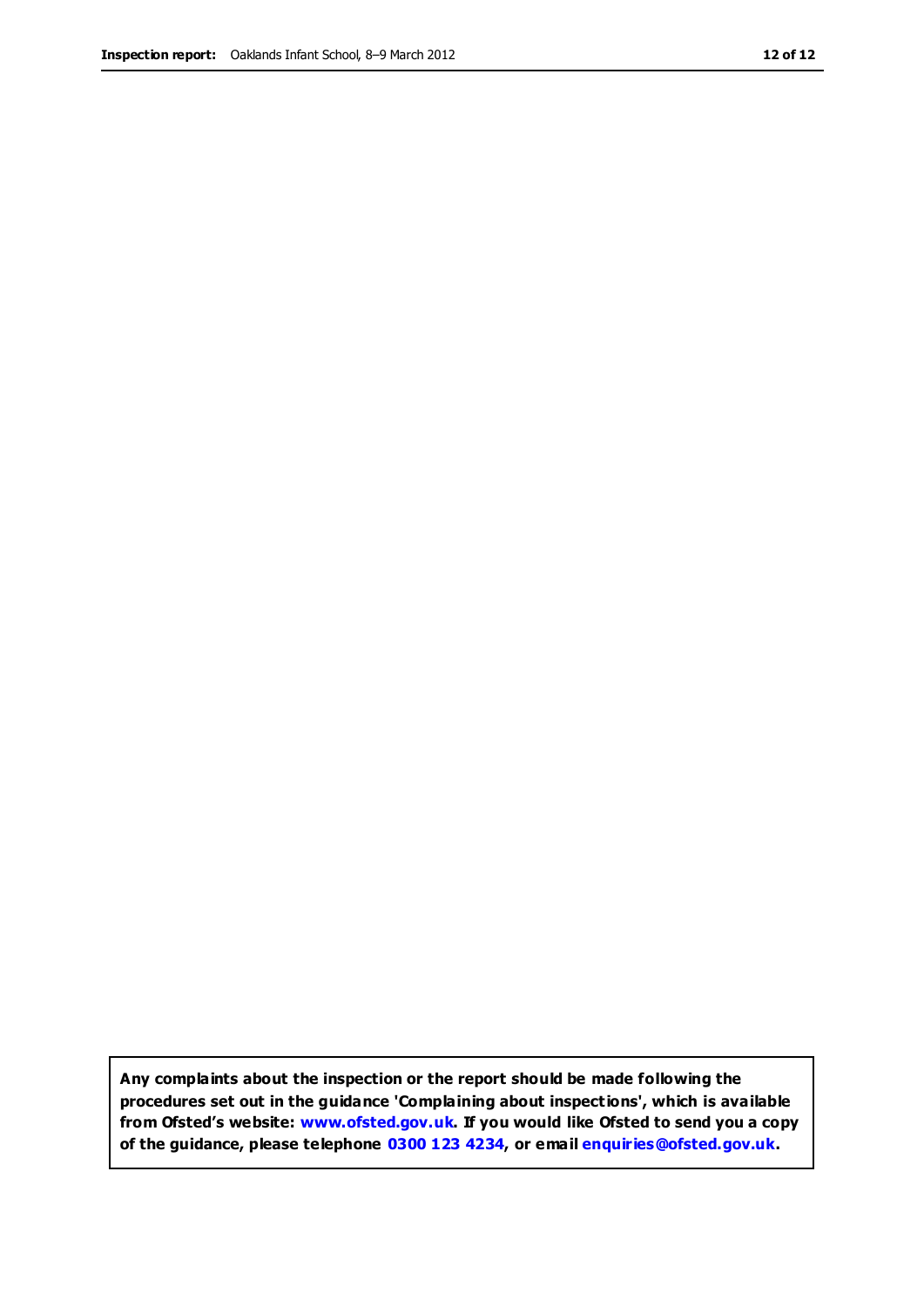**Any complaints about the inspection or the report should be made following the procedures set out in the guidance 'Complaining about inspections', which is available from Ofsted's website: www.ofsted.gov.uk. If you would like Ofsted to send you a copy of the guidance, please telephone 0300 123 4234, or email enquiries@ofsted.gov.uk.**